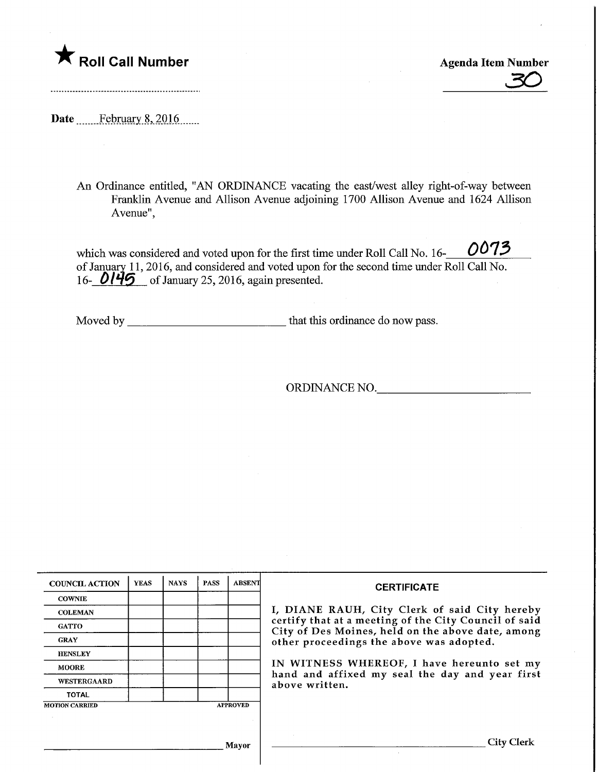★ **Roll Call Number**

**Agenda Item Number**

30

**Date** February 8, 2016

An Ordinance entitled, "AN ORDINANCE vacating the east/west alley right-of-way between Franklin Avenue and Allison Avenue adjoining 1700 Allison Avenue and 1624 Allison Avenue",

which was considered and voted upon for the first time under Roll Call No. 16-0073 of January 11, 2016, and considered and voted upon for the second time under Roll Call No. 16-0145 of January 25, 2016, again presented.

Moved by \_\_\_\_\_\_\_\_\_\_\_\_\_\_\_\_\_\_\_\_\_\_\_\_\_\_ that this ordinance do now pass.

ORDINANCE NO.\_\_\_\_\_\_\_\_\_\_\_\_\_\_\_\_\_\_\_\_\_\_\_\_\_\_

| COUNCIL ACTION | YEAS | NAYS | PASS | ABSENT |
|---|---|---|---|---|
| COWNIE | | | | |
| COLEMAN | | | | |
| GATTO | | | | |
| GRAY | | | | |
| HENSLEY | | | | |
| MOORE | | | | |
| WESTERGAARD | | | | |
| TOTAL | | | | |

MOTION CARRIED APPROVED

\_\_\_\_\_\_\_\_\_\_\_\_\_\_\_\_\_\_\_\_\_\_\_\_\_\_ Mayor

**CERTIFICATE**

I, DIANE RAUH, City Clerk of said City hereby certify that at a meeting of the City Council of said City of Des Moines, held on the above date, among other proceedings the above was adopted.

IN WITNESS WHEREOF, I have hereunto set my hand and affixed my seal the day and year first above written.

\_\_\_\_\_\_\_\_\_\_\_\_\_\_\_\_\_\_\_\_\_\_\_\_\_\_ City Clerk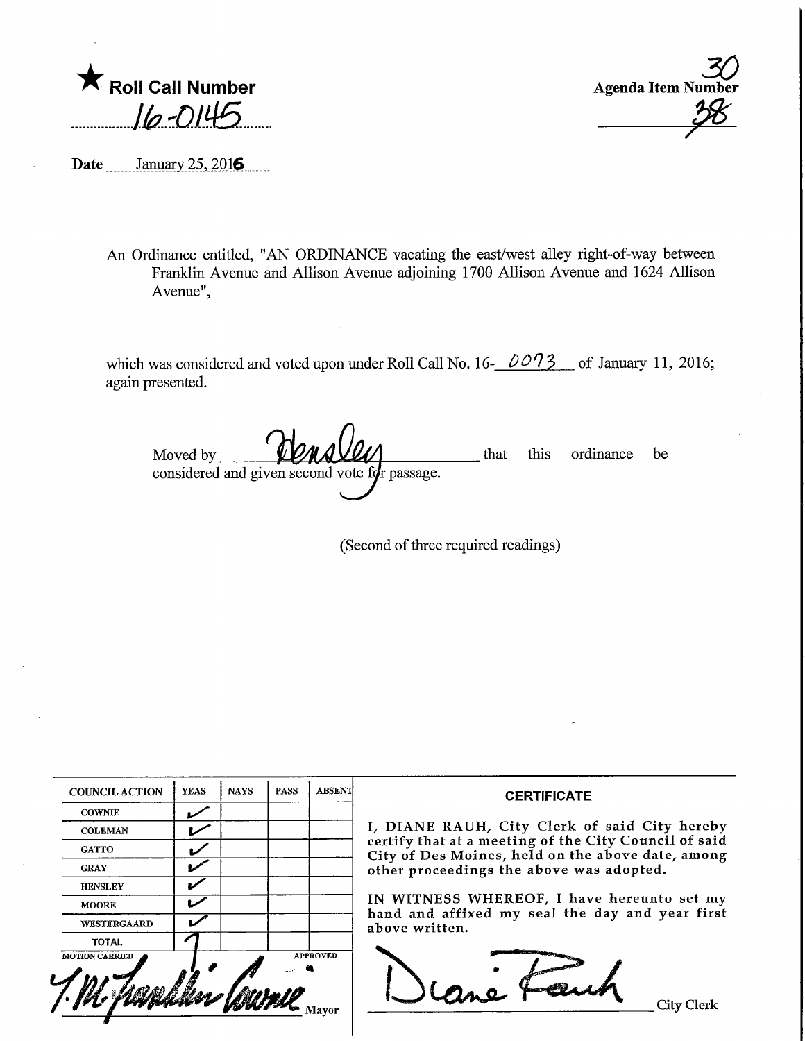★ **Roll Call Number**

16-0145

**Agenda Item Number**

~~30~~ 38

**Date** January 25, 2016

An Ordinance entitled, "AN ORDINANCE vacating the east/west alley right-of-way between Franklin Avenue and Allison Avenue adjoining 1700 Allison Avenue and 1624 Allison Avenue",

which was considered and voted upon under Roll Call No. 16-0073 of January 11, 2016; again presented.

Moved by Hensley that this ordinance be considered and given second vote for passage.

(Second of three required readings)

| COUNCIL ACTION | YEAS | NAYS | PASS | ABSENT |
|---|---|---|---|---|
| COWNIE | ✓ | | | |
| COLEMAN | ✓ | | | |
| GATTO | ✓ | | | |
| GRAY | ✓ | | | |
| HENSLEY | ✓ | | | |
| MOORE | ✓ | | | |
| WESTERGAARD | ✓ | | | |
| TOTAL | 7 | | | |

MOTION CARRIED APPROVED

T. M. Franklin Cownie, Mayor

**CERTIFICATE**

I, DIANE RAUH, City Clerk of said City hereby certify that at a meeting of the City Council of said City of Des Moines, held on the above date, among other proceedings the above was adopted.

IN WITNESS WHEREOF, I have hereunto set my hand and affixed my seal the day and year first above written.

Diane Rauh, City Clerk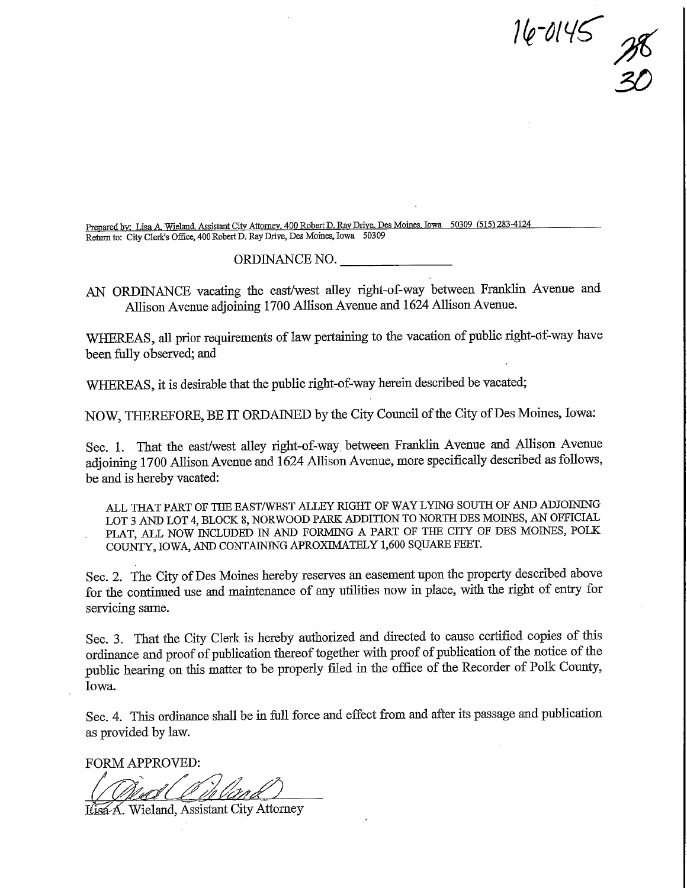16-0145

~~28~~
30

Prepared by: Lisa A. Wieland, Assistant City Attorney, 400 Robert D. Ray Drive, Des Moines, Iowa 50309 (515) 283-4124
Return to: City Clerk's Office, 400 Robert D. Ray Drive, Des Moines, Iowa 50309

ORDINANCE NO. _______________

AN ORDINANCE vacating the east/west alley right-of-way between Franklin Avenue and Allison Avenue adjoining 1700 Allison Avenue and 1624 Allison Avenue.

WHEREAS, all prior requirements of law pertaining to the vacation of public right-of-way have been fully observed; and

WHEREAS, it is desirable that the public right-of-way herein described be vacated;

NOW, THEREFORE, BE IT ORDAINED by the City Council of the City of Des Moines, Iowa:

Sec. 1. That the east/west alley right-of-way between Franklin Avenue and Allison Avenue adjoining 1700 Allison Avenue and 1624 Allison Avenue, more specifically described as follows, be and is hereby vacated:

ALL THAT PART OF THE EAST/WEST ALLEY RIGHT OF WAY LYING SOUTH OF AND ADJOINING LOT 3 AND LOT 4, BLOCK 8, NORWOOD PARK ADDITION TO NORTH DES MOINES, AN OFFICIAL PLAT, ALL NOW INCLUDED IN AND FORMING A PART OF THE CITY OF DES MOINES, POLK COUNTY, IOWA, AND CONTAINING APROXIMATELY 1,600 SQUARE FEET.

Sec. 2. The City of Des Moines hereby reserves an easement upon the property described above for the continued use and maintenance of any utilities now in place, with the right of entry for servicing same.

Sec. 3. That the City Clerk is hereby authorized and directed to cause certified copies of this ordinance and proof of publication thereof together with proof of publication of the notice of the public hearing on this matter to be properly filed in the office of the Recorder of Polk County, Iowa.

Sec. 4. This ordinance shall be in full force and effect from and after its passage and publication as provided by law.

FORM APPROVED:

Lisa A. Wieland, Assistant City Attorney